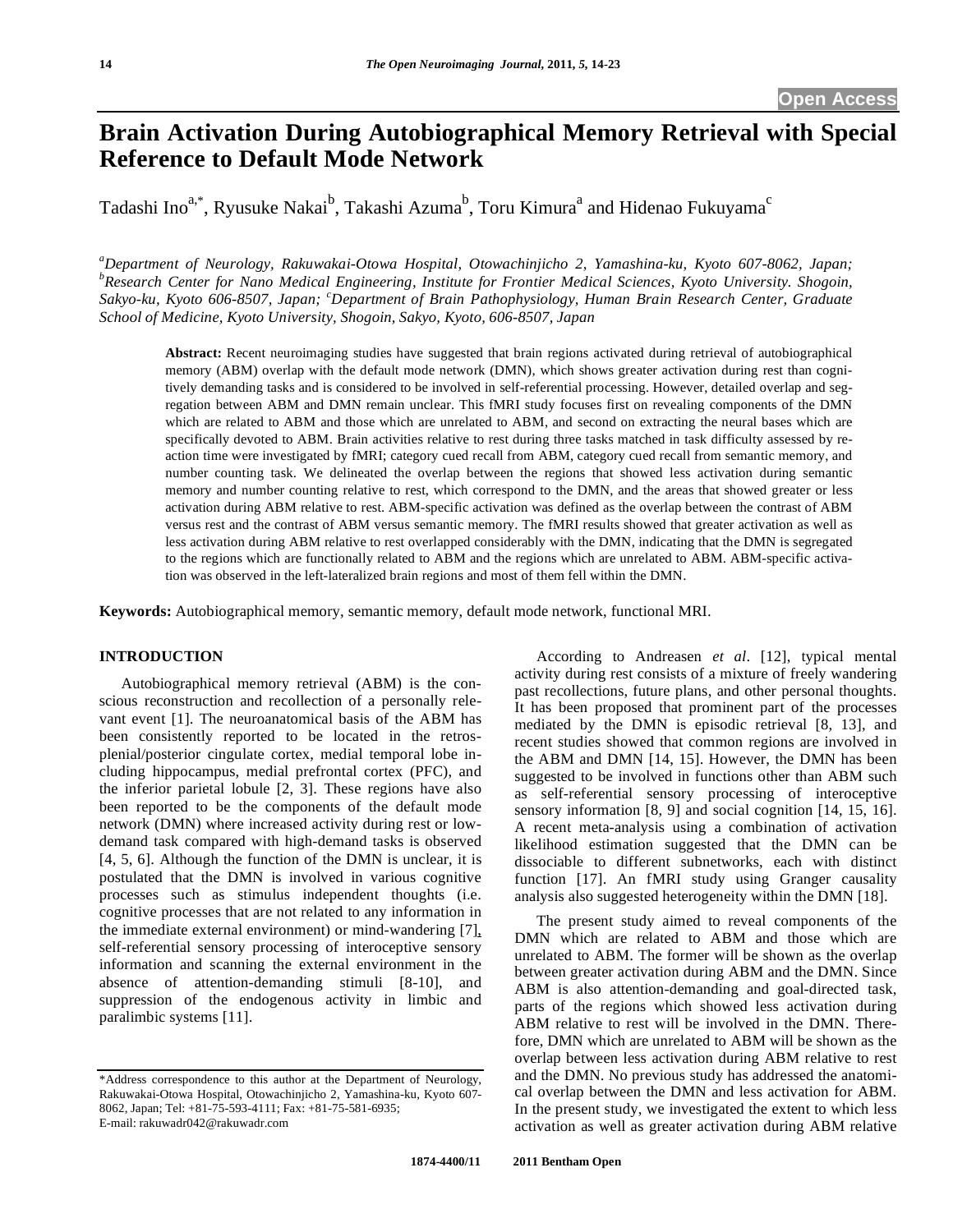Open Access

# Brain Activation During Autobiographical Memory Retrieval with Special Reference to Default Mode Network

Tadashi Ino[a,*], Ryusuke Nakai[b], Takashi Azuma[b], Toru Kimura[a] and Hidenao Fukuyama[c]

[a]*Department of Neurology, Rakuwakai-Otowa Hospital, Otowachinjicho 2, Yamashina-ku, Kyoto 607-8062, Japan;* [b]*Research Center for Nano Medical Engineering, Institute for Frontier Medical Sciences, Kyoto University. Shogoin, Sakyo-ku, Kyoto 606-8507, Japan;* [c]*Department of Brain Pathophysiology, Human Brain Research Center, Graduate School of Medicine, Kyoto University, Shogoin, Sakyo, Kyoto, 606-8507, Japan*

**Abstract:** Recent neuroimaging studies have suggested that brain regions activated during retrieval of autobiographical memory (ABM) overlap with the default mode network (DMN), which shows greater activation during rest than cognitively demanding tasks and is considered to be involved in self-referential processing. However, detailed overlap and segregation between ABM and DMN remain unclear. This fMRI study focuses first on revealing components of the DMN which are related to ABM and those which are unrelated to ABM, and second on extracting the neural bases which are specifically devoted to ABM. Brain activities relative to rest during three tasks matched in task difficulty assessed by reaction time were investigated by fMRI; category cued recall from ABM, category cued recall from semantic memory, and number counting task. We delineated the overlap between the regions that showed less activation during semantic memory and number counting relative to rest, which correspond to the DMN, and the areas that showed greater or less activation during ABM relative to rest. ABM-specific activation was defined as the overlap between the contrast of ABM versus rest and the contrast of ABM versus semantic memory. The fMRI results showed that greater activation as well as less activation during ABM relative to rest overlapped considerably with the DMN, indicating that the DMN is segregated to the regions which are functionally related to ABM and the regions which are unrelated to ABM. ABM-specific activation was observed in the left-lateralized brain regions and most of them fell within the DMN.

**Keywords:** Autobiographical memory, semantic memory, default mode network, functional MRI.

## INTRODUCTION

Autobiographical memory retrieval (ABM) is the conscious reconstruction and recollection of a personally relevant event [1]. The neuroanatomical basis of the ABM has been consistently reported to be located in the retrosplenial/posterior cingulate cortex, medial temporal lobe including hippocampus, medial prefrontal cortex (PFC), and the inferior parietal lobule [2, 3]. These regions have also been reported to be the components of the default mode network (DMN) where increased activity during rest or low-demand task compared with high-demand tasks is observed [4, 5, 6]. Although the function of the DMN is unclear, it is postulated that the DMN is involved in various cognitive processes such as stimulus independent thoughts (i.e. cognitive processes that are not related to any information in the immediate external environment) or mind-wandering [7], self-referential sensory processing of interoceptive sensory information and scanning the external environment in the absence of attention-demanding stimuli [8-10], and suppression of the endogenous activity in limbic and paralimbic systems [11].

According to Andreasen *et al*. [12], typical mental activity during rest consists of a mixture of freely wandering past recollections, future plans, and other personal thoughts. It has been proposed that prominent part of the processes mediated by the DMN is episodic retrieval [8, 13], and recent studies showed that common regions are involved in the ABM and DMN [14, 15]. However, the DMN has been suggested to be involved in functions other than ABM such as self-referential sensory processing of interoceptive sensory information [8, 9] and social cognition [14, 15, 16]. A recent meta-analysis using a combination of activation likelihood estimation suggested that the DMN can be dissociable to different subnetworks, each with distinct function [17]. An fMRI study using Granger causality analysis also suggested heterogeneity within the DMN [18].

The present study aimed to reveal components of the DMN which are related to ABM and those which are unrelated to ABM. The former will be shown as the overlap between greater activation during ABM and the DMN. Since ABM is also attention-demanding and goal-directed task, parts of the regions which showed less activation during ABM relative to rest will be involved in the DMN. Therefore, DMN which are unrelated to ABM will be shown as the overlap between less activation during ABM relative to rest and the DMN. No previous study has addressed the anatomical overlap between the DMN and less activation for ABM. In the present study, we investigated the extent to which less activation as well as greater activation during ABM relative

\*Address correspondence to this author at the Department of Neurology, Rakuwakai-Otowa Hospital, Otowachinjicho 2, Yamashina-ku, Kyoto 607-8062, Japan; Tel: +81-75-593-4111; Fax: +81-75-581-6935; E-mail: rakuwadr042@rakuwadr.com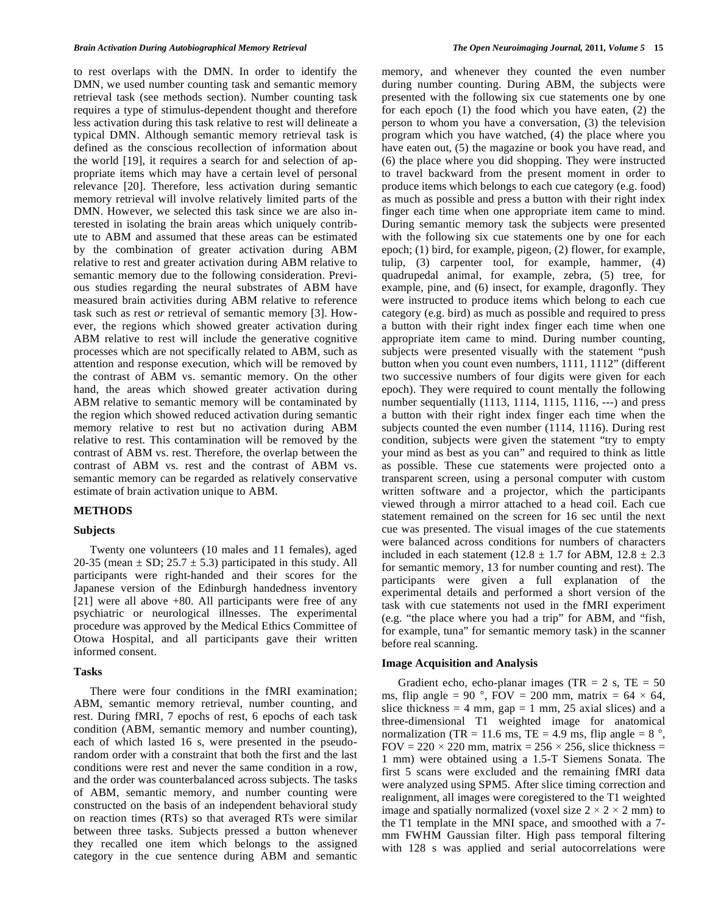to rest overlaps with the DMN. In order to identify the DMN, we used number counting task and semantic memory retrieval task (see methods section). Number counting task requires a type of stimulus-dependent thought and therefore less activation during this task relative to rest will delineate a typical DMN. Although semantic memory retrieval task is defined as the conscious recollection of information about the world [19], it requires a search for and selection of appropriate items which may have a certain level of personal relevance [20]. Therefore, less activation during semantic memory retrieval will involve relatively limited parts of the DMN. However, we selected this task since we are also interested in isolating the brain areas which uniquely contribute to ABM and assumed that these areas can be estimated by the combination of greater activation during ABM relative to rest and greater activation during ABM relative to semantic memory due to the following consideration. Previous studies regarding the neural substrates of ABM have measured brain activities during ABM relative to reference task such as rest *or* retrieval of semantic memory [3]. However, the regions which showed greater activation during ABM relative to rest will include the generative cognitive processes which are not specifically related to ABM, such as attention and response execution, which will be removed by the contrast of ABM vs. semantic memory. On the other hand, the areas which showed greater activation during ABM relative to semantic memory will be contaminated by the region which showed reduced activation during semantic memory relative to rest but no activation during ABM relative to rest. This contamination will be removed by the contrast of ABM vs. rest. Therefore, the overlap between the contrast of ABM vs. rest and the contrast of ABM vs. semantic memory can be regarded as relatively conservative estimate of brain activation unique to ABM.

## METHODS

### Subjects

Twenty one volunteers (10 males and 11 females), aged 20-35 (mean ± SD; 25.7 ± 5.3) participated in this study. All participants were right-handed and their scores for the Japanese version of the Edinburgh handedness inventory [21] were all above +80. All participants were free of any psychiatric or neurological illnesses. The experimental procedure was approved by the Medical Ethics Committee of Otowa Hospital, and all participants gave their written informed consent.

### Tasks

There were four conditions in the fMRI examination; ABM, semantic memory retrieval, number counting, and rest. During fMRI, 7 epochs of rest, 6 epochs of each task condition (ABM, semantic memory and number counting), each of which lasted 16 s, were presented in the pseudo-random order with a constraint that both the first and the last conditions were rest and never the same condition in a row, and the order was counterbalanced across subjects. The tasks of ABM, semantic memory, and number counting were constructed on the basis of an independent behavioral study on reaction times (RTs) so that averaged RTs were similar between three tasks. Subjects pressed a button whenever they recalled one item which belongs to the assigned category in the cue sentence during ABM and semantic memory, and whenever they counted the even number during number counting. During ABM, the subjects were presented with the following six cue statements one by one for each epoch (1) the food which you have eaten, (2) the person to whom you have a conversation, (3) the television program which you have watched, (4) the place where you have eaten out, (5) the magazine or book you have read, and (6) the place where you did shopping. They were instructed to travel backward from the present moment in order to produce items which belongs to each cue category (e.g. food) as much as possible and press a button with their right index finger each time when one appropriate item came to mind. During semantic memory task the subjects were presented with the following six cue statements one by one for each epoch; (1) bird, for example, pigeon, (2) flower, for example, tulip, (3) carpenter tool, for example, hammer, (4) quadrupedal animal, for example, zebra, (5) tree, for example, pine, and (6) insect, for example, dragonfly. They were instructed to produce items which belong to each cue category (e.g. bird) as much as possible and required to press a button with their right index finger each time when one appropriate item came to mind. During number counting, subjects were presented visually with the statement "push button when you count even numbers, 1111, 1112" (different two successive numbers of four digits were given for each epoch). They were required to count mentally the following number sequentially (1113, 1114, 1115, 1116, ---) and press a button with their right index finger each time when the subjects counted the even number (1114, 1116). During rest condition, subjects were given the statement "try to empty your mind as best as you can" and required to think as little as possible. These cue statements were projected onto a transparent screen, using a personal computer with custom written software and a projector, which the participants viewed through a mirror attached to a head coil. Each cue statement remained on the screen for 16 sec until the next cue was presented. The visual images of the cue statements were balanced across conditions for numbers of characters included in each statement (12.8 ± 1.7 for ABM, 12.8 ± 2.3 for semantic memory, 13 for number counting and rest). The participants were given a full explanation of the experimental details and performed a short version of the task with cue statements not used in the fMRI experiment (e.g. "the place where you had a trip" for ABM, and "fish, for example, tuna" for semantic memory task) in the scanner before real scanning.

### Image Acquisition and Analysis

Gradient echo, echo-planar images (TR = 2 s, TE = 50 ms, flip angle = 90 °, FOV = 200 mm, matrix = 64 × 64, slice thickness = 4 mm, gap = 1 mm, 25 axial slices) and a three-dimensional T1 weighted image for anatomical normalization (TR = 11.6 ms, TE = 4.9 ms, flip angle = 8 °, FOV = 220 × 220 mm, matrix = 256 × 256, slice thickness = 1 mm) were obtained using a 1.5-T Siemens Sonata. The first 5 scans were excluded and the remaining fMRI data were analyzed using SPM5. After slice timing correction and realignment, all images were coregistered to the T1 weighted image and spatially normalized (voxel size 2 × 2 × 2 mm) to the T1 template in the MNI space, and smoothed with a 7-mm FWHM Gaussian filter. High pass temporal filtering with 128 s was applied and serial autocorrelations were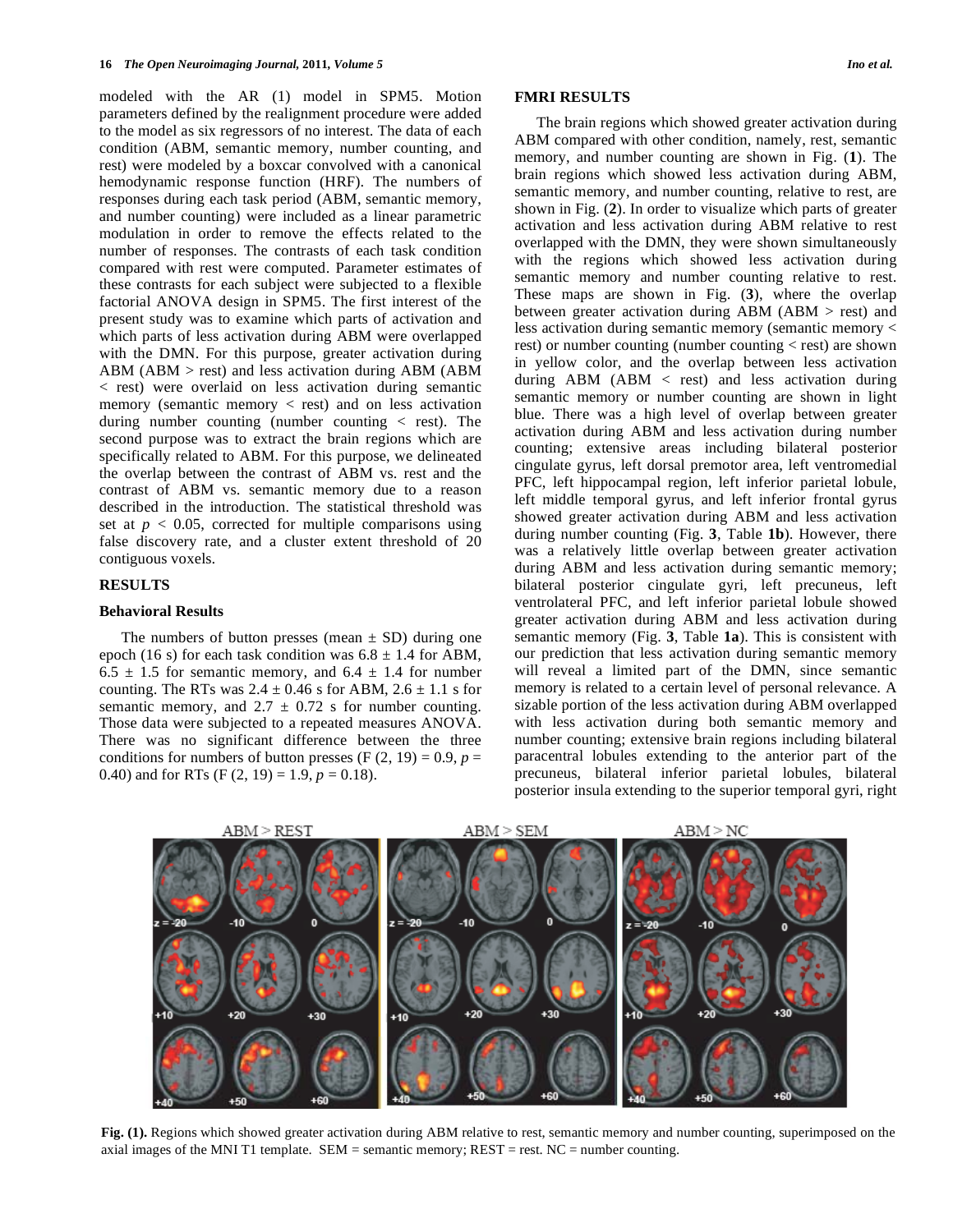modeled with the AR (1) model in SPM5. Motion parameters defined by the realignment procedure were added to the model as six regressors of no interest. The data of each condition (ABM, semantic memory, number counting, and rest) were modeled by a boxcar convolved with a canonical hemodynamic response function (HRF). The numbers of responses during each task period (ABM, semantic memory, and number counting) were included as a linear parametric modulation in order to remove the effects related to the number of responses. The contrasts of each task condition compared with rest were computed. Parameter estimates of these contrasts for each subject were subjected to a flexible factorial ANOVA design in SPM5. The first interest of the present study was to examine which parts of activation and which parts of less activation during ABM were overlapped with the DMN. For this purpose, greater activation during ABM (ABM > rest) and less activation during ABM (ABM < rest) were overlaid on less activation during semantic memory (semantic memory < rest) and on less activation during number counting (number counting < rest). The second purpose was to extract the brain regions which are specifically related to ABM. For this purpose, we delineated the overlap between the contrast of ABM vs. rest and the contrast of ABM vs. semantic memory due to a reason described in the introduction. The statistical threshold was set at $p < 0.05$, corrected for multiple comparisons using false discovery rate, and a cluster extent threshold of 20 contiguous voxels.

## RESULTS

### Behavioral Results

The numbers of button presses (mean ± SD) during one epoch (16 s) for each task condition was 6.8 ± 1.4 for ABM, 6.5 ± 1.5 for semantic memory, and 6.4 ± 1.4 for number counting. The RTs was 2.4 ± 0.46 s for ABM, 2.6 ± 1.1 s for semantic memory, and 2.7 ± 0.72 s for number counting. Those data were subjected to a repeated measures ANOVA. There was no significant difference between the three conditions for numbers of button presses ($F(2, 19) = 0.9$, $p = 0.40$) and for RTs ($F(2, 19) = 1.9$, $p = 0.18$).

## FMRI RESULTS

The brain regions which showed greater activation during ABM compared with other condition, namely, rest, semantic memory, and number counting are shown in Fig. (**1**). The brain regions which showed less activation during ABM, semantic memory, and number counting, relative to rest, are shown in Fig. (**2**). In order to visualize which parts of greater activation and less activation during ABM relative to rest overlapped with the DMN, they were shown simultaneously with the regions which showed less activation during semantic memory and number counting relative to rest. These maps are shown in Fig. (**3**), where the overlap between greater activation during ABM (ABM > rest) and less activation during semantic memory (semantic memory < rest) or number counting (number counting < rest) are shown in yellow color, and the overlap between less activation during ABM (ABM < rest) and less activation during semantic memory or number counting are shown in light blue. There was a high level of overlap between greater activation during ABM and less activation during number counting; extensive areas including bilateral posterior cingulate gyrus, left dorsal premotor area, left ventromedial PFC, left hippocampal region, left inferior parietal lobule, left middle temporal gyrus, and left inferior frontal gyrus showed greater activation during ABM and less activation during number counting (Fig. **3**, Table **1b**). However, there was a relatively little overlap between greater activation during ABM and less activation during semantic memory; bilateral posterior cingulate gyri, left precuneus, left ventrolateral PFC, and left inferior parietal lobule showed greater activation during ABM and less activation during semantic memory (Fig. **3**, Table **1a**). This is consistent with our prediction that less activation during semantic memory will reveal a limited part of the DMN, since semantic memory is related to a certain level of personal relevance. A sizable portion of the less activation during ABM overlapped with less activation during both semantic memory and number counting; extensive brain regions including bilateral paracentral lobules extending to the anterior part of the precuneus, bilateral inferior parietal lobules, bilateral posterior insula extending to the superior temporal gyri, right

**Fig. (1).** Regions which showed greater activation during ABM relative to rest, semantic memory and number counting, superimposed on the axial images of the MNI T1 template. SEM = semantic memory; REST = rest. NC = number counting.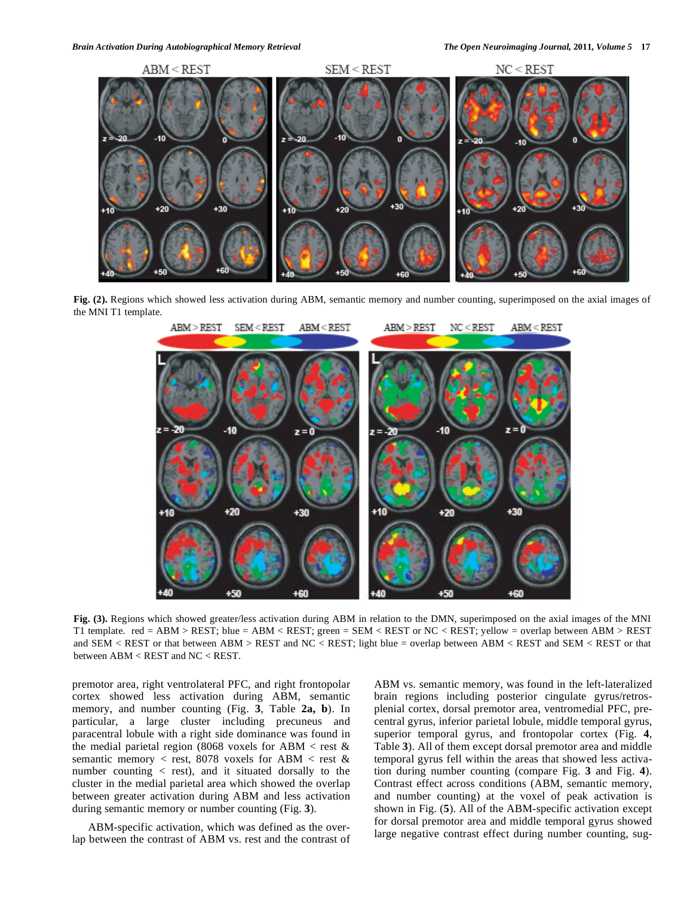**Fig. (2).** Regions which showed less activation during ABM, semantic memory and number counting, superimposed on the axial images of the MNI T1 template.

**Fig. (3).** Regions which showed greater/less activation during ABM in relation to the DMN, superimposed on the axial images of the MNI T1 template. red = ABM > REST; blue = ABM < REST; green = SEM < REST or NC < REST; yellow = overlap between ABM > REST and SEM < REST or that between ABM > REST and NC < REST; light blue = overlap between ABM < REST and SEM < REST or that between ABM < REST and NC < REST.

premotor area, right ventrolateral PFC, and right frontopolar cortex showed less activation during ABM, semantic memory, and number counting (Fig. **3**, Table **2a, b**). In particular, a large cluster including precuneus and paracentral lobule with a right side dominance was found in the medial parietal region (8068 voxels for ABM < rest & semantic memory < rest, 8078 voxels for ABM < rest & number counting < rest), and it situated dorsally to the cluster in the medial parietal area which showed the overlap between greater activation during ABM and less activation during semantic memory or number counting (Fig. **3**).

ABM-specific activation, which was defined as the overlap between the contrast of ABM vs. rest and the contrast of ABM vs. semantic memory, was found in the left-lateralized brain regions including posterior cingulate gyrus/retrosplenial cortex, dorsal premotor area, ventromedial PFC, precentral gyrus, inferior parietal lobule, middle temporal gyrus, superior temporal gyrus, and frontopolar cortex (Fig. **4**, Table **3**). All of them except dorsal premotor area and middle temporal gyrus fell within the areas that showed less activation during number counting (compare Fig. **3** and Fig. **4**). Contrast effect across conditions (ABM, semantic memory, and number counting) at the voxel of peak activation is shown in Fig. (**5**). All of the ABM-specific activation except for dorsal premotor area and middle temporal gyrus showed large negative contrast effect during number counting, sug-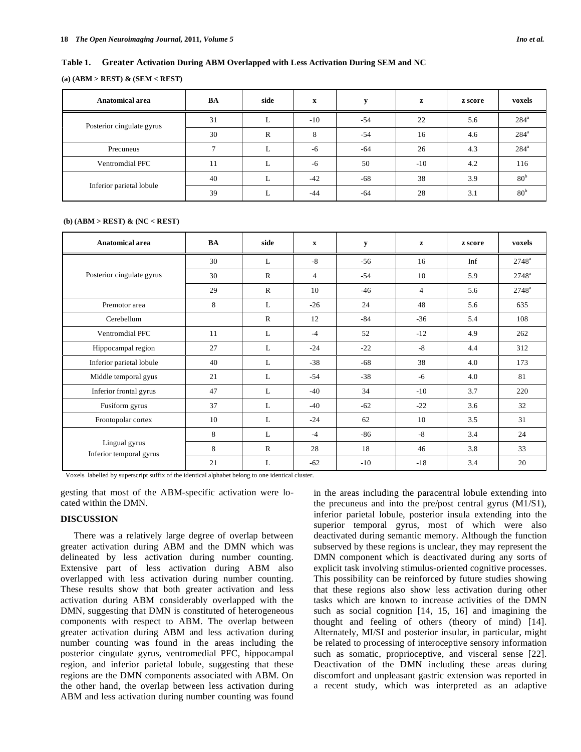**Table 1. Greater Activation During ABM Overlapped with Less Activation During SEM and NC**

**(a) (ABM > REST) & (SEM < REST)**

| Anatomical area | BA | side | x | y | z | z score | voxels |
|---|---|---|---|---|---|---|---|
| Posterior cingulate gyrus | 31 | L | -10 | -54 | 22 | 5.6 | 284[a] |
| | 30 | R | 8 | -54 | 16 | 4.6 | 284[a] |
| Precuneus | 7 | L | -6 | -64 | 26 | 4.3 | 284[a] |
| Ventromdial PFC | 11 | L | -6 | 50 | -10 | 4.2 | 116 |
| Inferior parietal lobule | 40 | L | -42 | -68 | 38 | 3.9 | 80[b] |
| | 39 | L | -44 | -64 | 28 | 3.1 | 80[b] |

**(b) (ABM > REST) & (NC < REST)**

| Anatomical area | BA | side | x | y | z | z score | voxels |
|---|---|---|---|---|---|---|---|
| Posterior cingulate gyrus | 30 | L | -8 | -56 | 16 | Inf | 2748[a] |
| | 30 | R | 4 | -54 | 10 | 5.9 | 2748[a] |
| | 29 | R | 10 | -46 | 4 | 5.6 | 2748[a] |
| Premotor area | 8 | L | -26 | 24 | 48 | 5.6 | 635 |
| Cerebellum | | R | 12 | -84 | -36 | 5.4 | 108 |
| Ventromdial PFC | 11 | L | -4 | 52 | -12 | 4.9 | 262 |
| Hippocampal region | 27 | L | -24 | -22 | -8 | 4.4 | 312 |
| Inferior parietal lobule | 40 | L | -38 | -68 | 38 | 4.0 | 173 |
| Middle temporal gyus | 21 | L | -54 | -38 | -6 | 4.0 | 81 |
| Inferior frontal gyrus | 47 | L | -40 | 34 | -10 | 3.7 | 220 |
| Fusiform gyrus | 37 | L | -40 | -62 | -22 | 3.6 | 32 |
| Frontopolar cortex | 10 | L | -24 | 62 | 10 | 3.5 | 31 |
| Lingual gyrus Inferior temporal gyrus | 8 | L | -4 | -86 | -8 | 3.4 | 24 |
| | 8 | R | 28 | 18 | 46 | 3.8 | 33 |
| | 21 | L | -62 | -10 | -18 | 3.4 | 20 |

Voxels labelled by superscript suffix of the identical alphabet belong to one identical cluster.

gesting that most of the ABM-specific activation were located within the DMN.

## DISCUSSION

There was a relatively large degree of overlap between greater activation during ABM and the DMN which was delineated by less activation during number counting. Extensive part of less activation during ABM also overlapped with less activation during number counting. These results show that both greater activation and less activation during ABM considerably overlapped with the DMN, suggesting that DMN is constituted of heterogeneous components with respect to ABM. The overlap between greater activation during ABM and less activation during number counting was found in the areas including the posterior cingulate gyrus, ventromedial PFC, hippocampal region, and inferior parietal lobule, suggesting that these regions are the DMN components associated with ABM. On the other hand, the overlap between less activation during ABM and less activation during number counting was found in the areas including the paracentral lobule extending into the precuneus and into the pre/post central gyrus (M1/S1), inferior parietal lobule, posterior insula extending into the superior temporal gyrus, most of which were also deactivated during semantic memory. Although the function subserved by these regions is unclear, they may represent the DMN component which is deactivated during any sorts of explicit task involving stimulus-oriented cognitive processes. This possibility can be reinforced by future studies showing that these regions also show less activation during other tasks which are known to increase activities of the DMN such as social cognition [14, 15, 16] and imagining the thought and feeling of others (theory of mind) [14]. Alternately, MI/SI and posterior insular, in particular, might be related to processing of interoceptive sensory information such as somatic, proprioceptive, and visceral sense [22]. Deactivation of the DMN including these areas during discomfort and unpleasant gastric extension was reported in a recent study, which was interpreted as an adaptive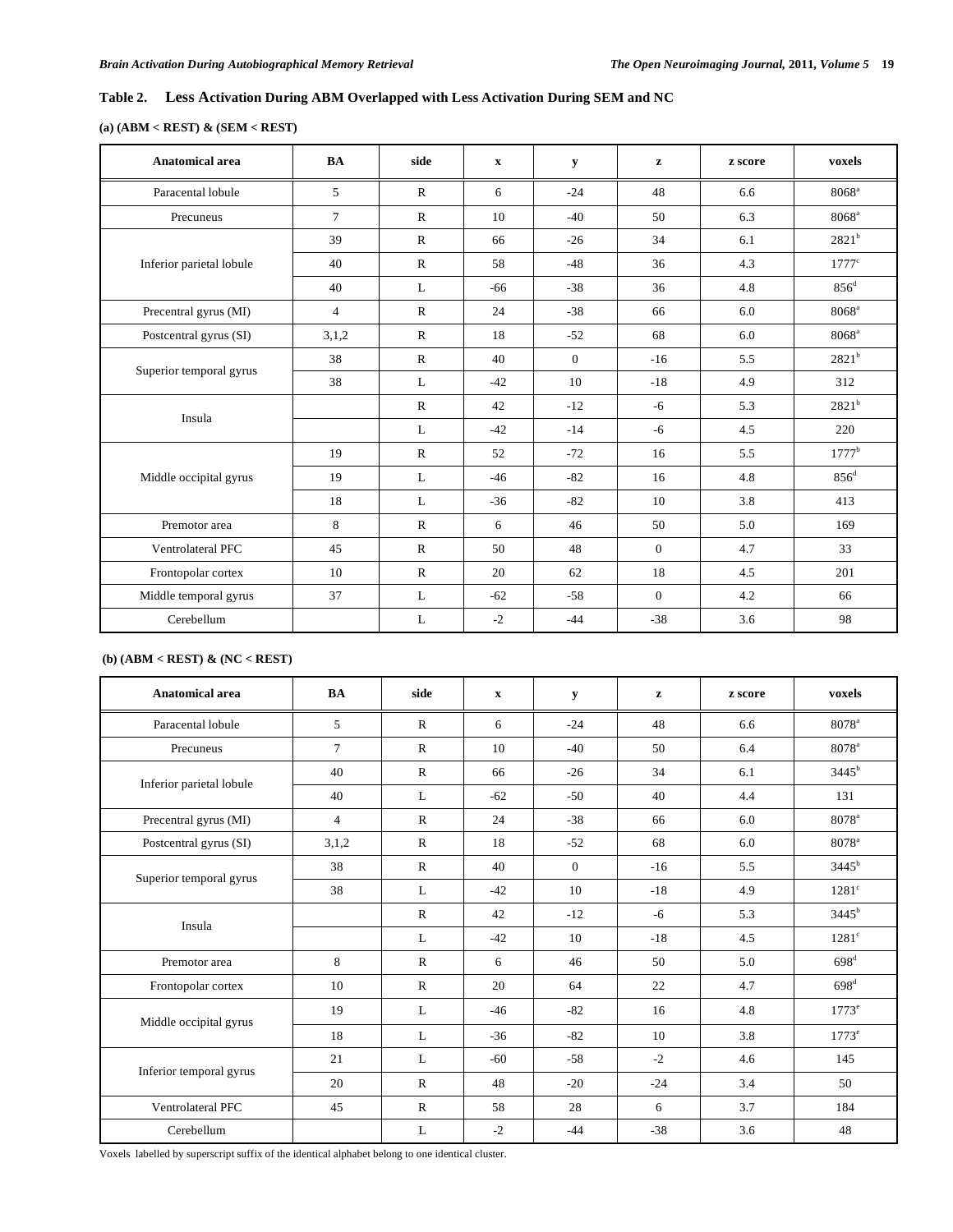**Table 2. Less Activation During ABM Overlapped with Less Activation During SEM and NC**

**(a) (ABM < REST) & (SEM < REST)**

| Anatomical area | BA | side | x | y | z | z score | voxels |
|---|---|---|---|---|---|---|---|
| Paracental lobule | 5 | R | 6 | -24 | 48 | 6.6 | 8068[a] |
| Precuneus | 7 | R | 10 | -40 | 50 | 6.3 | 8068[a] |
| Inferior parietal lobule | 39 | R | 66 | -26 | 34 | 6.1 | 2821[b] |
| | 40 | R | 58 | -48 | 36 | 4.3 | 1777[c] |
| | 40 | L | -66 | -38 | 36 | 4.8 | 856[d] |
| Precentral gyrus (MI) | 4 | R | 24 | -38 | 66 | 6.0 | 8068[a] |
| Postcentral gyrus (SI) | 3,1,2 | R | 18 | -52 | 68 | 6.0 | 8068[a] |
| Superior temporal gyrus | 38 | R | 40 | 0 | -16 | 5.5 | 2821[b] |
| | 38 | L | -42 | 10 | -18 | 4.9 | 312 |
| Insula | | R | 42 | -12 | -6 | 5.3 | 2821[b] |
| | | L | -42 | -14 | -6 | 4.5 | 220 |
| Middle occipital gyrus | 19 | R | 52 | -72 | 16 | 5.5 | 1777[b] |
| | 19 | L | -46 | -82 | 16 | 4.8 | 856[d] |
| | 18 | L | -36 | -82 | 10 | 3.8 | 413 |
| Premotor area | 8 | R | 6 | 46 | 50 | 5.0 | 169 |
| Ventrolateral PFC | 45 | R | 50 | 48 | 0 | 4.7 | 33 |
| Frontopolar cortex | 10 | R | 20 | 62 | 18 | 4.5 | 201 |
| Middle temporal gyrus | 37 | L | -62 | -58 | 0 | 4.2 | 66 |
| Cerebellum | | L | -2 | -44 | -38 | 3.6 | 98 |

**(b) (ABM < REST) & (NC < REST)**

| Anatomical area | BA | side | x | y | z | z score | voxels |
|---|---|---|---|---|---|---|---|
| Paracental lobule | 5 | R | 6 | -24 | 48 | 6.6 | 8078[a] |
| Precuneus | 7 | R | 10 | -40 | 50 | 6.4 | 8078[a] |
| Inferior parietal lobule | 40 | R | 66 | -26 | 34 | 6.1 | 3445[b] |
| | 40 | L | -62 | -50 | 40 | 4.4 | 131 |
| Precentral gyrus (MI) | 4 | R | 24 | -38 | 66 | 6.0 | 8078[a] |
| Postcentral gyrus (SI) | 3,1,2 | R | 18 | -52 | 68 | 6.0 | 8078[a] |
| Superior temporal gyrus | 38 | R | 40 | 0 | -16 | 5.5 | 3445[b] |
| | 38 | L | -42 | 10 | -18 | 4.9 | 1281[c] |
| Insula | | R | 42 | -12 | -6 | 5.3 | 3445[b] |
| | | L | -42 | 10 | -18 | 4.5 | 1281[c] |
| Premotor area | 8 | R | 6 | 46 | 50 | 5.0 | 698[d] |
| Frontopolar cortex | 10 | R | 20 | 64 | 22 | 4.7 | 698[d] |
| Middle occipital gyrus | 19 | L | -46 | -82 | 16 | 4.8 | 1773[e] |
| | 18 | L | -36 | -82 | 10 | 3.8 | 1773[e] |
| Inferior temporal gyrus | 21 | L | -60 | -58 | -2 | 4.6 | 145 |
| | 20 | R | 48 | -20 | -24 | 3.4 | 50 |
| Ventrolateral PFC | 45 | R | 58 | 28 | 6 | 3.7 | 184 |
| Cerebellum | | L | -2 | -44 | -38 | 3.6 | 48 |

Voxels labelled by superscript suffix of the identical alphabet belong to one identical cluster.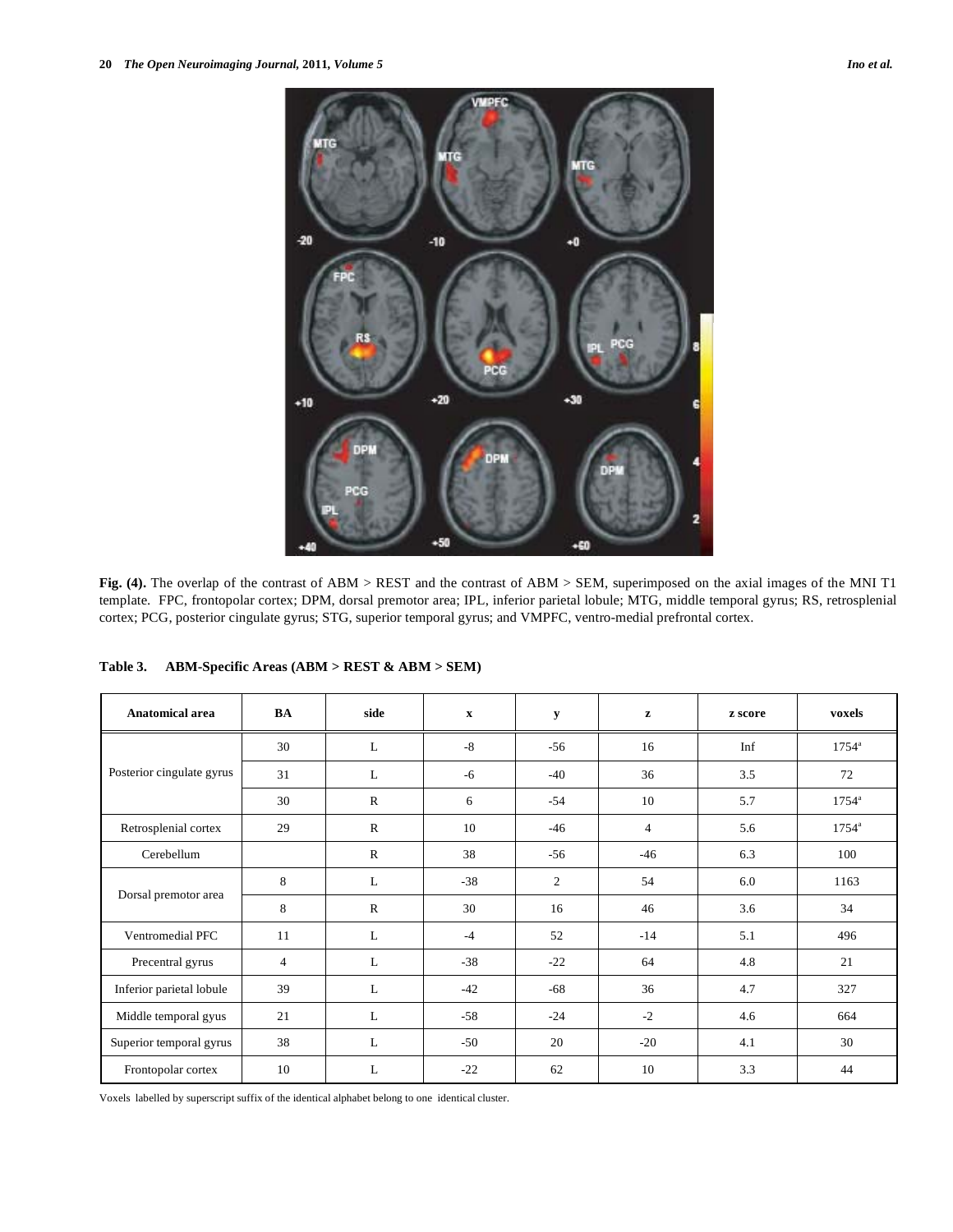**Fig. (4).** The overlap of the contrast of ABM > REST and the contrast of ABM > SEM, superimposed on the axial images of the MNI T1 template. FPC, frontopolar cortex; DPM, dorsal premotor area; IPL, inferior parietal lobule; MTG, middle temporal gyrus; RS, retrosplenial cortex; PCG, posterior cingulate gyrus; STG, superior temporal gyrus; and VMPFC, ventro-medial prefrontal cortex.

**Table 3. ABM-Specific Areas (ABM > REST & ABM > SEM)**

| Anatomical area | BA | side | x | y | z | z score | voxels |
|---|---|---|---|---|---|---|---|
| Posterior cingulate gyrus | 30 | L | -8 | -56 | 16 | Inf | 1754[a] |
| | 31 | L | -6 | -40 | 36 | 3.5 | 72 |
| | 30 | R | 6 | -54 | 10 | 5.7 | 1754[a] |
| Retrosplenial cortex | 29 | R | 10 | -46 | 4 | 5.6 | 1754[a] |
| Cerebellum | | R | 38 | -56 | -46 | 6.3 | 100 |
| Dorsal premotor area | 8 | L | -38 | 2 | 54 | 6.0 | 1163 |
| | 8 | R | 30 | 16 | 46 | 3.6 | 34 |
| Ventromedial PFC | 11 | L | -4 | 52 | -14 | 5.1 | 496 |
| Precentral gyrus | 4 | L | -38 | -22 | 64 | 4.8 | 21 |
| Inferior parietal lobule | 39 | L | -42 | -68 | 36 | 4.7 | 327 |
| Middle temporal gyus | 21 | L | -58 | -24 | -2 | 4.6 | 664 |
| Superior temporal gyrus | 38 | L | -50 | 20 | -20 | 4.1 | 30 |
| Frontopolar cortex | 10 | L | -22 | 62 | 10 | 3.3 | 44 |

Voxels labelled by superscript suffix of the identical alphabet belong to one identical cluster.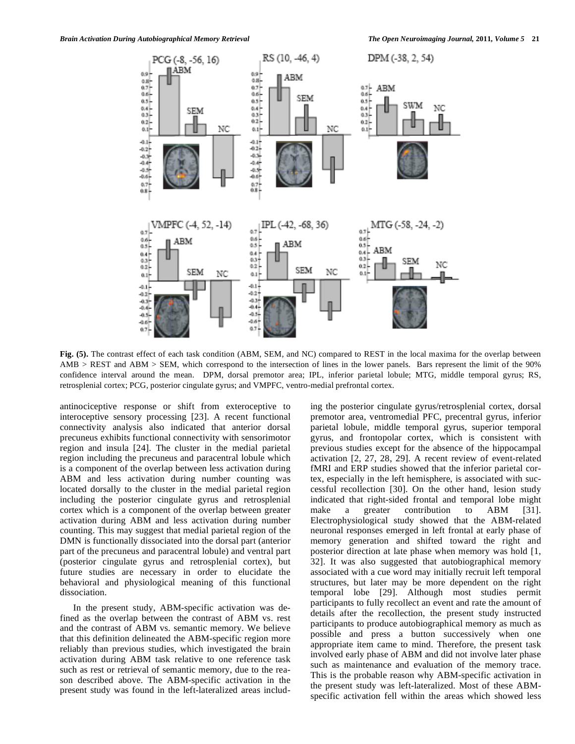**Fig. (5).** The contrast effect of each task condition (ABM, SEM, and NC) compared to REST in the local maxima for the overlap between AMB > REST and ABM > SEM, which correspond to the intersection of lines in the lower panels. Bars represent the limit of the 90% confidence interval around the mean. DPM, dorsal premotor area; IPL, inferior parietal lobule; MTG, middle temporal gyrus; RS, retrosplenial cortex; PCG, posterior cingulate gyrus; and VMPFC, ventro-medial prefrontal cortex.

antinociceptive response or shift from exteroceptive to interoceptive sensory processing [23]. A recent functional connectivity analysis also indicated that anterior dorsal precuneus exhibits functional connectivity with sensorimotor region and insula [24]. The cluster in the medial parietal region including the precuneus and paracentral lobule which is a component of the overlap between less activation during ABM and less activation during number counting was located dorsally to the cluster in the medial parietal region including the posterior cingulate gyrus and retrosplenial cortex which is a component of the overlap between greater activation during ABM and less activation during number counting. This may suggest that medial parietal region of the DMN is functionally dissociated into the dorsal part (anterior part of the precuneus and paracentral lobule) and ventral part (posterior cingulate gyrus and retrosplenial cortex), but future studies are necessary in order to elucidate the behavioral and physiological meaning of this functional dissociation.

In the present study, ABM-specific activation was defined as the overlap between the contrast of ABM vs. rest and the contrast of ABM vs. semantic memory. We believe that this definition delineated the ABM-specific region more reliably than previous studies, which investigated the brain activation during ABM task relative to one reference task such as rest or retrieval of semantic memory, due to the reason described above. The ABM-specific activation in the present study was found in the left-lateralized areas including the posterior cingulate gyrus/retrosplenial cortex, dorsal premotor area, ventromedial PFC, precentral gyrus, inferior parietal lobule, middle temporal gyrus, superior temporal gyrus, and frontopolar cortex, which is consistent with previous studies except for the absence of the hippocampal activation [2, 27, 28, 29]. A recent review of event-related fMRI and ERP studies showed that the inferior parietal cortex, especially in the left hemisphere, is associated with successful recollection [30]. On the other hand, lesion study indicated that right-sided frontal and temporal lobe might make a greater contribution to ABM [31]. Electrophysiological study showed that the ABM-related neuronal responses emerged in left frontal at early phase of memory generation and shifted toward the right and posterior direction at late phase when memory was hold [1, 32]. It was also suggested that autobiographical memory associated with a cue word may initially recruit left temporal structures, but later may be more dependent on the right temporal lobe [29]. Although most studies permit participants to fully recollect an event and rate the amount of details after the recollection, the present study instructed participants to produce autobiographical memory as much as possible and press a button successively when one appropriate item came to mind. Therefore, the present task involved early phase of ABM and did not involve later phase such as maintenance and evaluation of the memory trace. This is the probable reason why ABM-specific activation in the present study was left-lateralized. Most of these ABM-specific activation fell within the areas which showed less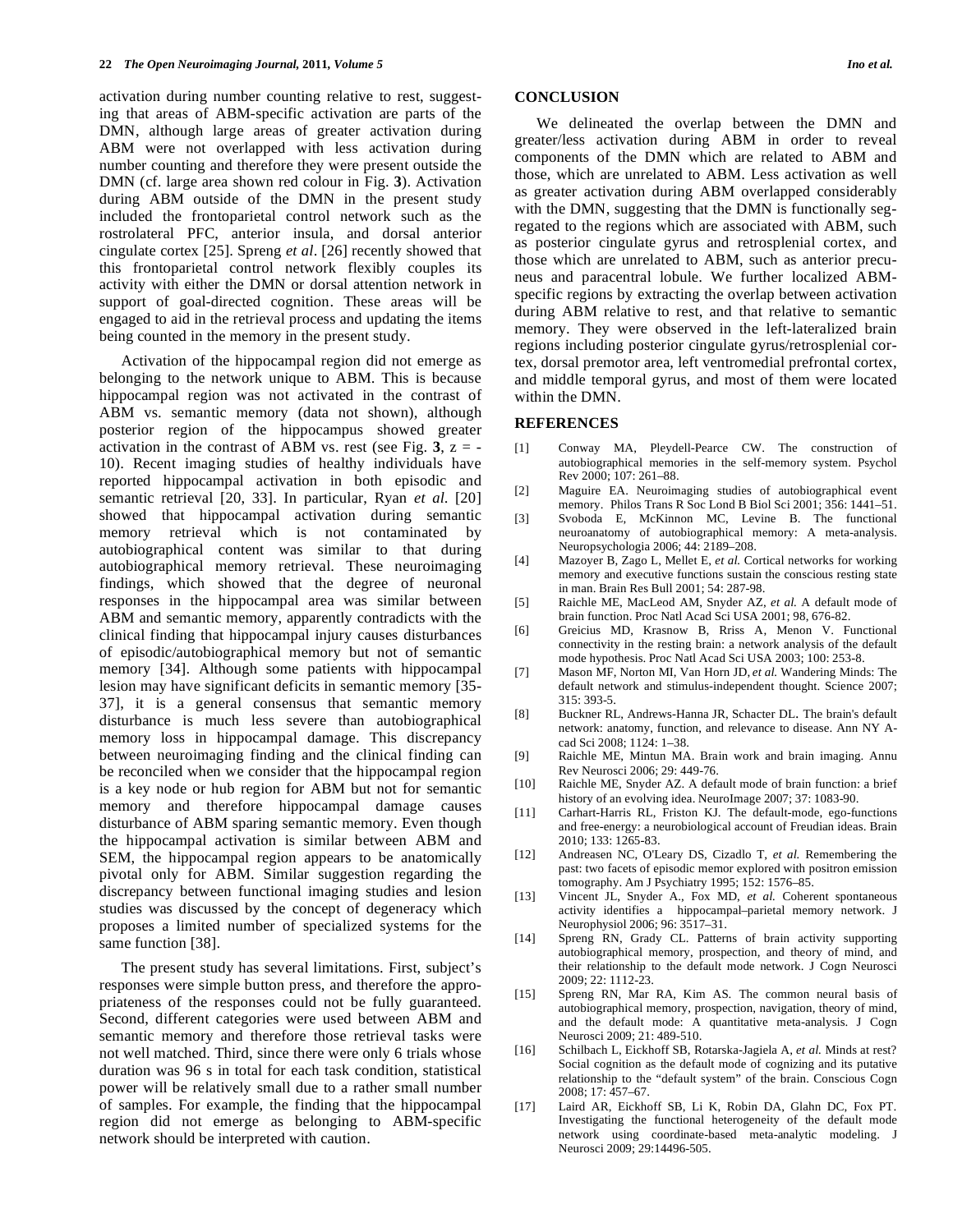activation during number counting relative to rest, suggesting that areas of ABM-specific activation are parts of the DMN, although large areas of greater activation during ABM were not overlapped with less activation during number counting and therefore they were present outside the DMN (cf. large area shown red colour in Fig. **3**). Activation during ABM outside of the DMN in the present study included the frontoparietal control network such as the rostrolateral PFC, anterior insula, and dorsal anterior cingulate cortex [25]. Spreng *et al*. [26] recently showed that this frontoparietal control network flexibly couples its activity with either the DMN or dorsal attention network in support of goal-directed cognition. These areas will be engaged to aid in the retrieval process and updating the items being counted in the memory in the present study.

Activation of the hippocampal region did not emerge as belonging to the network unique to ABM. This is because hippocampal region was not activated in the contrast of ABM vs. semantic memory (data not shown), although posterior region of the hippocampus showed greater activation in the contrast of ABM vs. rest (see Fig. **3**, z = -10). Recent imaging studies of healthy individuals have reported hippocampal activation in both episodic and semantic retrieval [20, 33]. In particular, Ryan *et al.* [20] showed that hippocampal activation during semantic memory retrieval which is not contaminated by autobiographical content was similar to that during autobiographical memory retrieval. These neuroimaging findings, which showed that the degree of neuronal responses in the hippocampal area was similar between ABM and semantic memory, apparently contradicts with the clinical finding that hippocampal injury causes disturbances of episodic/autobiographical memory but not of semantic memory [34]. Although some patients with hippocampal lesion may have significant deficits in semantic memory [35-37], it is a general consensus that semantic memory disturbance is much less severe than autobiographical memory loss in hippocampal damage. This discrepancy between neuroimaging finding and the clinical finding can be reconciled when we consider that the hippocampal region is a key node or hub region for ABM but not for semantic memory and therefore hippocampal damage causes disturbance of ABM sparing semantic memory. Even though the hippocampal activation is similar between ABM and SEM, the hippocampal region appears to be anatomically pivotal only for ABM. Similar suggestion regarding the discrepancy between functional imaging studies and lesion studies was discussed by the concept of degeneracy which proposes a limited number of specialized systems for the same function [38].

The present study has several limitations. First, subject's responses were simple button press, and therefore the appropriateness of the responses could not be fully guaranteed. Second, different categories were used between ABM and semantic memory and therefore those retrieval tasks were not well matched. Third, since there were only 6 trials whose duration was 96 s in total for each task condition, statistical power will be relatively small due to a rather small number of samples. For example, the finding that the hippocampal region did not emerge as belonging to ABM-specific network should be interpreted with caution.

## CONCLUSION

We delineated the overlap between the DMN and greater/less activation during ABM in order to reveal components of the DMN which are related to ABM and those, which are unrelated to ABM. Less activation as well as greater activation during ABM overlapped considerably with the DMN, suggesting that the DMN is functionally segregated to the regions which are associated with ABM, such as posterior cingulate gyrus and retrosplenial cortex, and those which are unrelated to ABM, such as anterior precuneus and paracentral lobule. We further localized ABM-specific regions by extracting the overlap between activation during ABM relative to rest, and that relative to semantic memory. They were observed in the left-lateralized brain regions including posterior cingulate gyrus/retrosplenial cortex, dorsal premotor area, left ventromedial prefrontal cortex, and middle temporal gyrus, and most of them were located within the DMN.

## REFERENCES

[1] Conway MA, Pleydell-Pearce CW. The construction of autobiographical memories in the self-memory system. Psychol Rev 2000; 107: 261–88.

[2] Maguire EA. Neuroimaging studies of autobiographical event memory. Philos Trans R Soc Lond B Biol Sci 2001; 356: 1441–51.

[3] Svoboda E, McKinnon MC, Levine B. The functional neuroanatomy of autobiographical memory: A meta-analysis. Neuropsychologia 2006; 44: 2189–208.

[4] Mazoyer B, Zago L, Mellet E, *et al.* Cortical networks for working memory and executive functions sustain the conscious resting state in man. Brain Res Bull 2001; 54: 287-98.

[5] Raichle ME, MacLeod AM, Snyder AZ, *et al.* A default mode of brain function. Proc Natl Acad Sci USA 2001; 98, 676-82.

[6] Greicius MD, Krasnow B, Rriss A, Menon V. Functional connectivity in the resting brain: a network analysis of the default mode hypothesis. Proc Natl Acad Sci USA 2003; 100: 253-8.

[7] Mason MF, Norton MI, Van Horn JD, *et al.* Wandering Minds: The default network and stimulus-independent thought. Science 2007; 315: 393-5.

[8] Buckner RL, Andrews-Hanna JR, Schacter DL. The brain's default network: anatomy, function, and relevance to disease. Ann NY Acad Sci 2008; 1124: 1–38.

[9] Raichle ME, Mintun MA. Brain work and brain imaging. Annu Rev Neurosci 2006; 29: 449-76.

[10] Raichle ME, Snyder AZ. A default mode of brain function: a brief history of an evolving idea. NeuroImage 2007; 37: 1083-90.

[11] Carhart-Harris RL, Friston KJ. The default-mode, ego-functions and free-energy: a neurobiological account of Freudian ideas. Brain 2010; 133: 1265-83.

[12] Andreasen NC, O'Leary DS, Cizadlo T, *et al.* Remembering the past: two facets of episodic memor explored with positron emission tomography. Am J Psychiatry 1995; 152: 1576–85.

[13] Vincent JL, Snyder A., Fox MD, *et al.* Coherent spontaneous activity identifies a hippocampal–parietal memory network. J Neurophysiol 2006; 96: 3517–31.

[14] Spreng RN, Grady CL. Patterns of brain activity supporting autobiographical memory, prospection, and theory of mind, and their relationship to the default mode network. J Cogn Neurosci 2009; 22: 1112-23.

[15] Spreng RN, Mar RA, Kim AS. The common neural basis of autobiographical memory, prospection, navigation, theory of mind, and the default mode: A quantitative meta-analysis. J Cogn Neurosci 2009; 21: 489-510.

[16] Schilbach L, Eickhoff SB, Rotarska-Jagiela A, *et al.* Minds at rest? Social cognition as the default mode of cognizing and its putative relationship to the "default system" of the brain. Conscious Cogn 2008; 17: 457–67.

[17] Laird AR, Eickhoff SB, Li K, Robin DA, Glahn DC, Fox PT. Investigating the functional heterogeneity of the default mode network using coordinate-based meta-analytic modeling. J Neurosci 2009; 29:14496-505.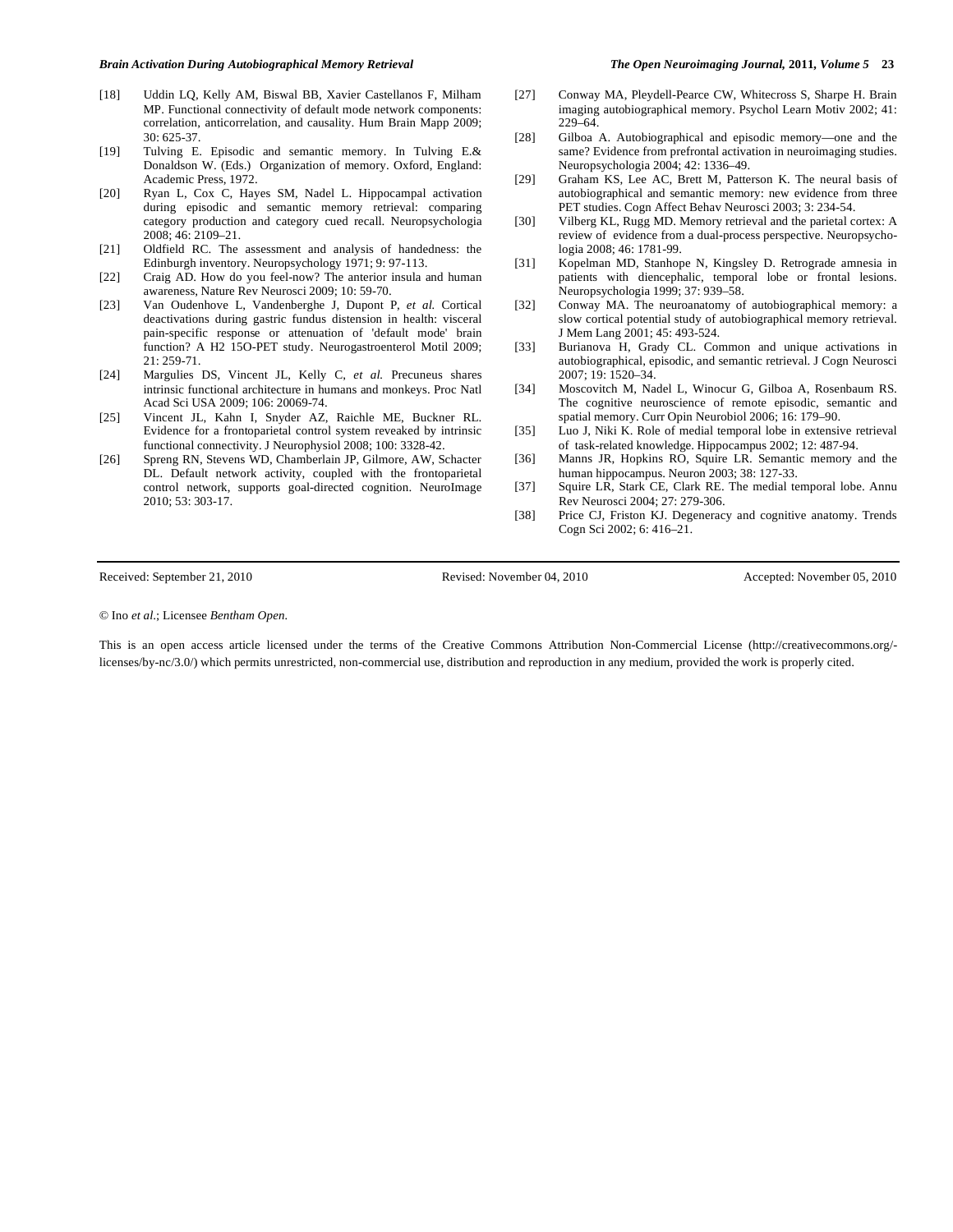[18] Uddin LQ, Kelly AM, Biswal BB, Xavier Castellanos F, Milham MP. Functional connectivity of default mode network components: correlation, anticorrelation, and causality. Hum Brain Mapp 2009; 30: 625-37.

[19] Tulving E. Episodic and semantic memory. In Tulving E.& Donaldson W. (Eds.) Organization of memory. Oxford, England: Academic Press, 1972.

[20] Ryan L, Cox C, Hayes SM, Nadel L. Hippocampal activation during episodic and semantic memory retrieval: comparing category production and category cued recall. Neuropsychologia 2008; 46: 2109–21.

[21] Oldfield RC. The assessment and analysis of handedness: the Edinburgh inventory. Neuropsychology 1971; 9: 97-113.

[22] Craig AD. How do you feel-now? The anterior insula and human awareness, Nature Rev Neurosci 2009; 10: 59-70.

[23] Van Oudenhove L, Vandenberghe J, Dupont P, *et al.* Cortical deactivations during gastric fundus distension in health: visceral pain-specific response or attenuation of 'default mode' brain function? A H2 15O-PET study. Neurogastroenterol Motil 2009; 21: 259-71.

[24] Margulies DS, Vincent JL, Kelly C, *et al.* Precuneus shares intrinsic functional architecture in humans and monkeys. Proc Natl Acad Sci USA 2009; 106: 20069-74.

[25] Vincent JL, Kahn I, Snyder AZ, Raichle ME, Buckner RL. Evidence for a frontoparietal control system reveaked by intrinsic functional connectivity. J Neurophysiol 2008; 100: 3328-42.

[26] Spreng RN, Stevens WD, Chamberlain JP, Gilmore, AW, Schacter DL. Default network activity, coupled with the frontoparietal control network, supports goal-directed cognition. NeuroImage 2010; 53: 303-17.

[27] Conway MA, Pleydell-Pearce CW, Whitecross S, Sharpe H. Brain imaging autobiographical memory. Psychol Learn Motiv 2002; 41: 229–64.

[28] Gilboa A. Autobiographical and episodic memory—one and the same? Evidence from prefrontal activation in neuroimaging studies. Neuropsychologia 2004; 42: 1336–49.

[29] Graham KS, Lee AC, Brett M, Patterson K. The neural basis of autobiographical and semantic memory: new evidence from three PET studies. Cogn Affect Behav Neurosci 2003; 3: 234-54.

[30] Vilberg KL, Rugg MD. Memory retrieval and the parietal cortex: A review of evidence from a dual-process perspective. Neuropsychologia 2008; 46: 1781-99.

[31] Kopelman MD, Stanhope N, Kingsley D. Retrograde amnesia in patients with diencephalic, temporal lobe or frontal lesions. Neuropsychologia 1999; 37: 939–58.

[32] Conway MA. The neuroanatomy of autobiographical memory: a slow cortical potential study of autobiographical memory retrieval. J Mem Lang 2001; 45: 493-524.

[33] Burianova H, Grady CL. Common and unique activations in autobiographical, episodic, and semantic retrieval. J Cogn Neurosci 2007; 19: 1520–34.

[34] Moscovitch M, Nadel L, Winocur G, Gilboa A, Rosenbaum RS. The cognitive neuroscience of remote episodic, semantic and spatial memory. Curr Opin Neurobiol 2006; 16: 179–90.

[35] Luo J, Niki K. Role of medial temporal lobe in extensive retrieval of task-related knowledge. Hippocampus 2002; 12: 487-94.

[36] Manns JR, Hopkins RO, Squire LR. Semantic memory and the human hippocampus. Neuron 2003; 38: 127-33.

[37] Squire LR, Stark CE, Clark RE. The medial temporal lobe. Annu Rev Neurosci 2004; 27: 279-306.

[38] Price CJ, Friston KJ. Degeneracy and cognitive anatomy. Trends Cogn Sci 2002; 6: 416–21.

---

Received: September 21, 2010 Revised: November 04, 2010 Accepted: November 05, 2010

© Ino *et al.*; Licensee *Bentham Open.*

This is an open access article licensed under the terms of the Creative Commons Attribution Non-Commercial License (http://creativecommons.org/-licenses/by-nc/3.0/) which permits unrestricted, non-commercial use, distribution and reproduction in any medium, provided the work is properly cited.